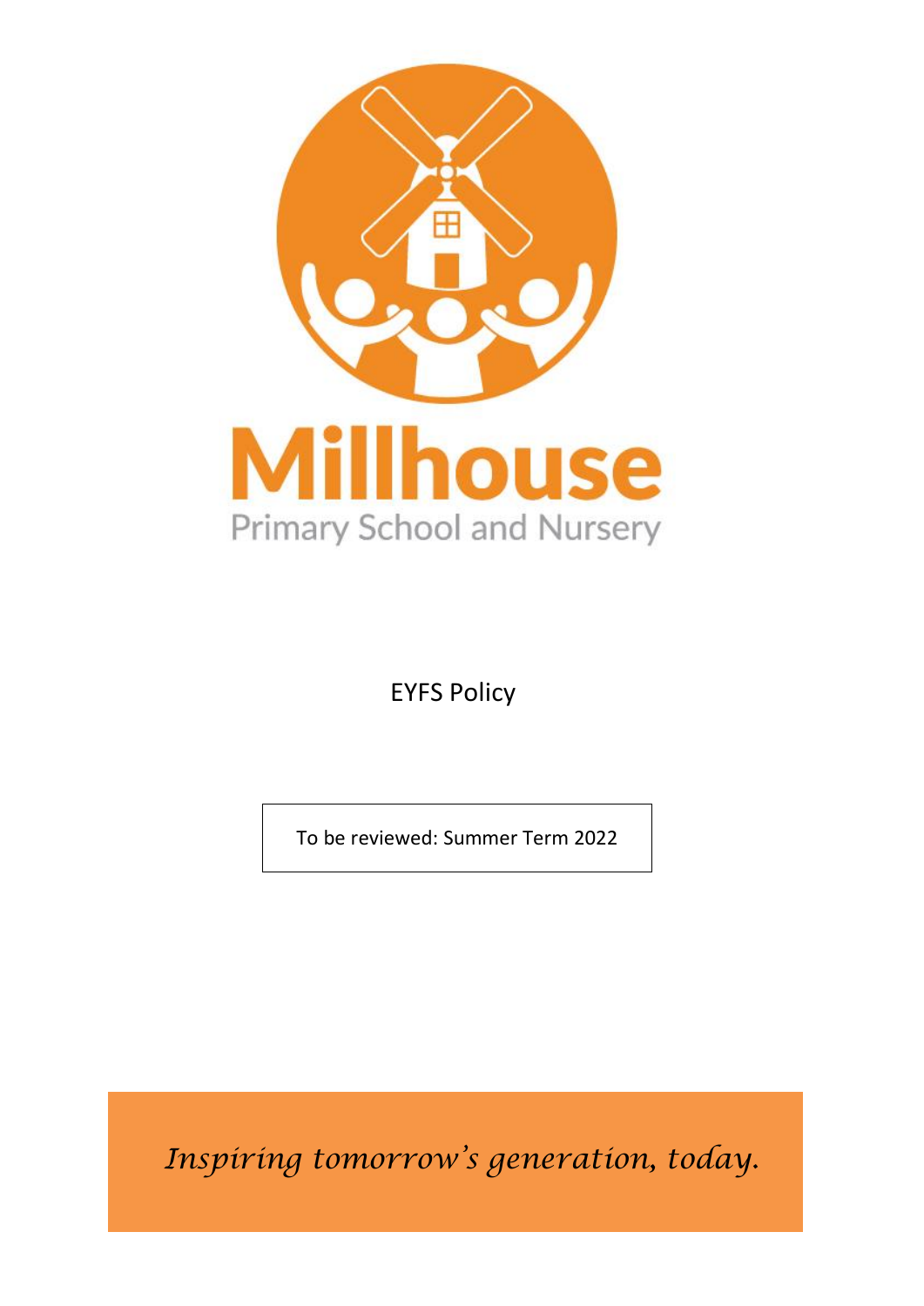Millhouse

Primary School and Nursery

# EYFS Policy

To be reviewed: Summer Term 2022

*Inspiring tomorrow's generation, today.*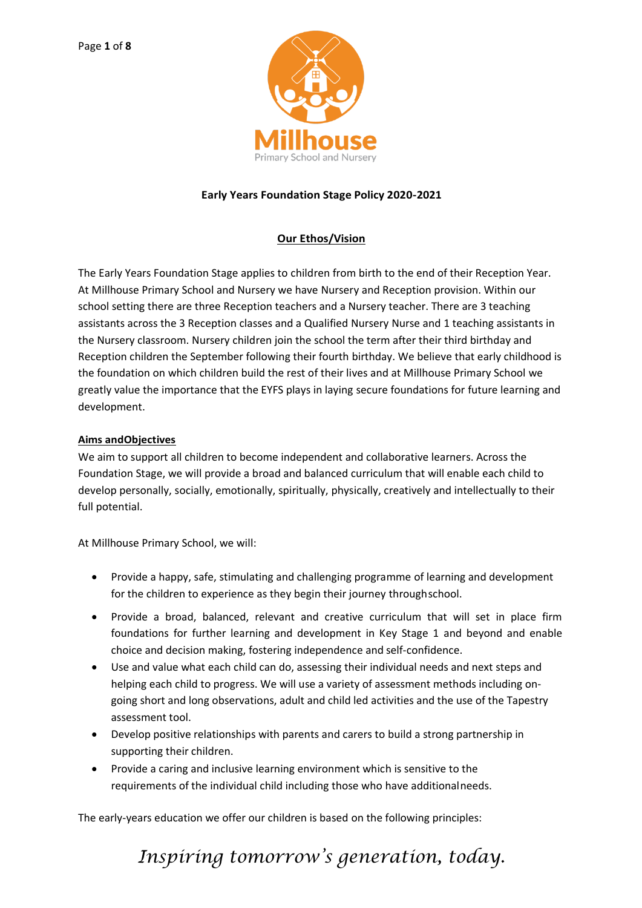**Early Years Foundation Stage Policy 2020-2021**

## Our Ethos/Vision

The Early Years Foundation Stage applies to children from birth to the end of their Reception Year. At Millhouse Primary School and Nursery we have Nursery and Reception provision. Within our school setting there are three Reception teachers and a Nursery teacher. There are 3 teaching assistants across the 3 Reception classes and a Qualified Nursery Nurse and 1 teaching assistants in the Nursery classroom. Nursery children join the school the term after their third birthday and Reception children the September following their fourth birthday. We believe that early childhood is the foundation on which children build the rest of their lives and at Millhouse Primary School we greatly value the importance that the EYFS plays in laying secure foundations for future learning and development.

**Aims andObjectives**

We aim to support all children to become independent and collaborative learners. Across the Foundation Stage, we will provide a broad and balanced curriculum that will enable each child to develop personally, socially, emotionally, spiritually, physically, creatively and intellectually to their full potential.

At Millhouse Primary School, we will:

- Provide a happy, safe, stimulating and challenging programme of learning and development for the children to experience as they begin their journey throughschool.
- Provide a broad, balanced, relevant and creative curriculum that will set in place firm foundations for further learning and development in Key Stage 1 and beyond and enable choice and decision making, fostering independence and self-confidence.
- Use and value what each child can do, assessing their individual needs and next steps and helping each child to progress. We will use a variety of assessment methods including on-going short and long observations, adult and child led activities and the use of the Tapestry assessment tool.
- Develop positive relationships with parents and carers to build a strong partnership in supporting their children.
- Provide a caring and inclusive learning environment which is sensitive to the requirements of the individual child including those who have additionalneeds.

The early-years education we offer our children is based on the following principles: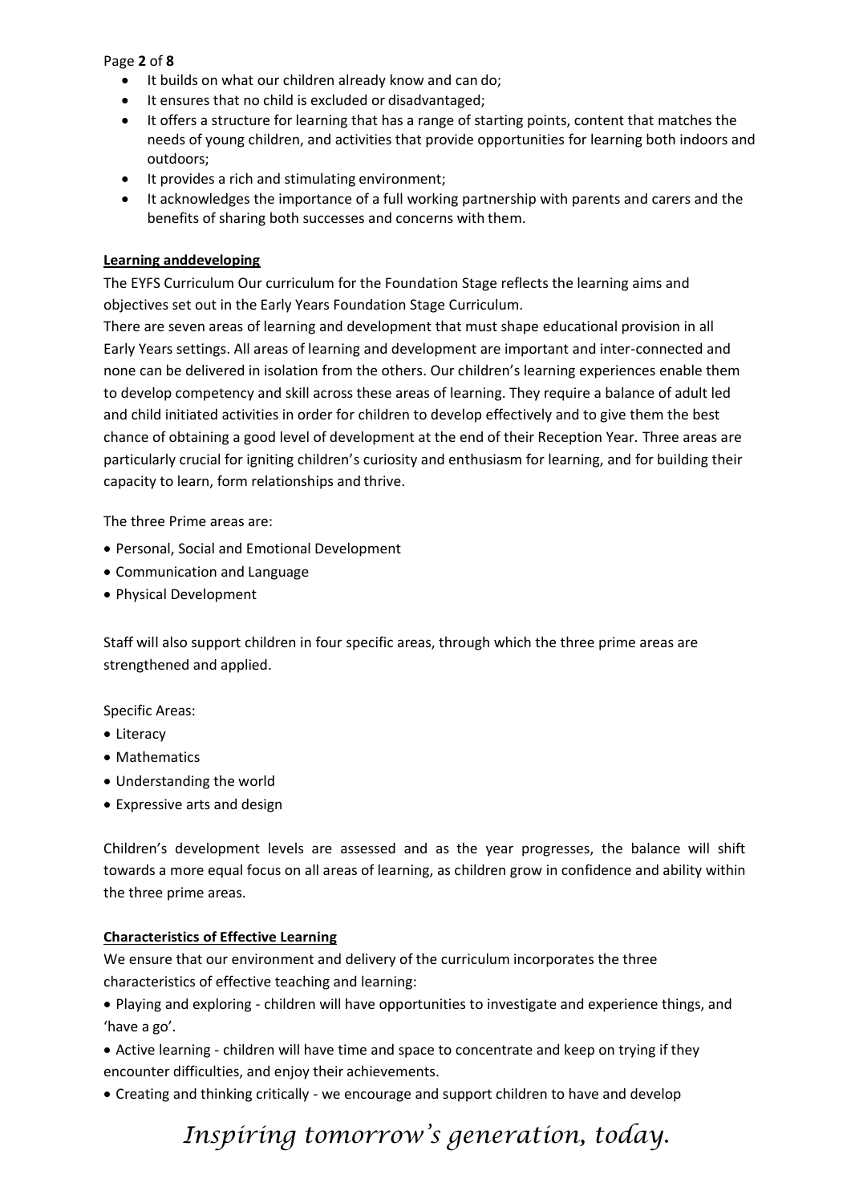- It builds on what our children already know and can do;
- It ensures that no child is excluded or disadvantaged;
- It offers a structure for learning that has a range of starting points, content that matches the needs of young children, and activities that provide opportunities for learning both indoors and outdoors;
- It provides a rich and stimulating environment;
- It acknowledges the importance of a full working partnership with parents and carers and the benefits of sharing both successes and concerns with them.

**Learning anddeveloping**

The EYFS Curriculum Our curriculum for the Foundation Stage reflects the learning aims and objectives set out in the Early Years Foundation Stage Curriculum.

There are seven areas of learning and development that must shape educational provision in all Early Years settings. All areas of learning and development are important and inter-connected and none can be delivered in isolation from the others. Our children's learning experiences enable them to develop competency and skill across these areas of learning. They require a balance of adult led and child initiated activities in order for children to develop effectively and to give them the best chance of obtaining a good level of development at the end of their Reception Year. Three areas are particularly crucial for igniting children's curiosity and enthusiasm for learning, and for building their capacity to learn, form relationships and thrive.

The three Prime areas are:

- Personal, Social and Emotional Development
- Communication and Language
- Physical Development

Staff will also support children in four specific areas, through which the three prime areas are strengthened and applied.

Specific Areas:

- Literacy
- Mathematics
- Understanding the world
- Expressive arts and design

Children's development levels are assessed and as the year progresses, the balance will shift towards a more equal focus on all areas of learning, as children grow in confidence and ability within the three prime areas.

**Characteristics of Effective Learning**

We ensure that our environment and delivery of the curriculum incorporates the three characteristics of effective teaching and learning:

- Playing and exploring - children will have opportunities to investigate and experience things, and 'have a go'.
- Active learning - children will have time and space to concentrate and keep on trying if they encounter difficulties, and enjoy their achievements.
- Creating and thinking critically - we encourage and support children to have and develop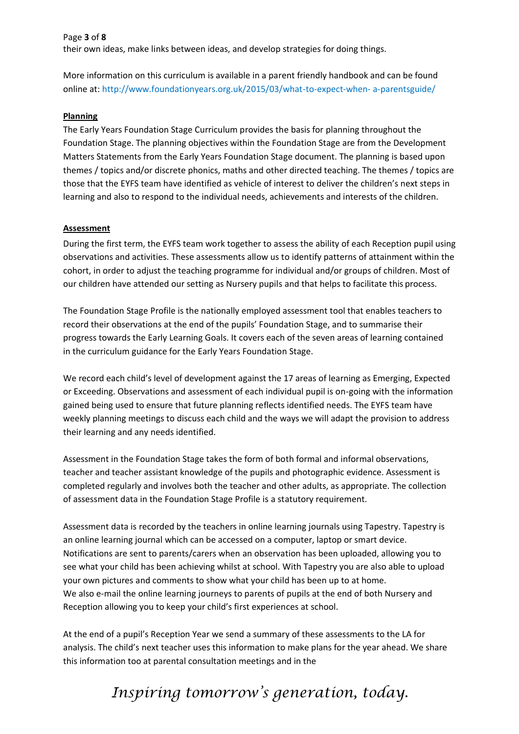their own ideas, make links between ideas, and develop strategies for doing things.

More information on this curriculum is available in a parent friendly handbook and can be found online at: http://www.foundationyears.org.uk/2015/03/what-to-expect-when- a-parentsguide/

**Planning**

The Early Years Foundation Stage Curriculum provides the basis for planning throughout the Foundation Stage. The planning objectives within the Foundation Stage are from the Development Matters Statements from the Early Years Foundation Stage document. The planning is based upon themes / topics and/or discrete phonics, maths and other directed teaching. The themes / topics are those that the EYFS team have identified as vehicle of interest to deliver the children's next steps in learning and also to respond to the individual needs, achievements and interests of the children.

**Assessment**

During the first term, the EYFS team work together to assess the ability of each Reception pupil using observations and activities. These assessments allow us to identify patterns of attainment within the cohort, in order to adjust the teaching programme for individual and/or groups of children. Most of our children have attended our setting as Nursery pupils and that helps to facilitate this process.

The Foundation Stage Profile is the nationally employed assessment tool that enables teachers to record their observations at the end of the pupils' Foundation Stage, and to summarise their progress towards the Early Learning Goals. It covers each of the seven areas of learning contained in the curriculum guidance for the Early Years Foundation Stage.

We record each child's level of development against the 17 areas of learning as Emerging, Expected or Exceeding. Observations and assessment of each individual pupil is on-going with the information gained being used to ensure that future planning reflects identified needs. The EYFS team have weekly planning meetings to discuss each child and the ways we will adapt the provision to address their learning and any needs identified.

Assessment in the Foundation Stage takes the form of both formal and informal observations, teacher and teacher assistant knowledge of the pupils and photographic evidence. Assessment is completed regularly and involves both the teacher and other adults, as appropriate. The collection of assessment data in the Foundation Stage Profile is a statutory requirement.

Assessment data is recorded by the teachers in online learning journals using Tapestry. Tapestry is an online learning journal which can be accessed on a computer, laptop or smart device. Notifications are sent to parents/carers when an observation has been uploaded, allowing you to see what your child has been achieving whilst at school. With Tapestry you are also able to upload your own pictures and comments to show what your child has been up to at home.
We also e-mail the online learning journeys to parents of pupils at the end of both Nursery and Reception allowing you to keep your child's first experiences at school.

At the end of a pupil's Reception Year we send a summary of these assessments to the LA for analysis. The child's next teacher uses this information to make plans for the year ahead. We share this information too at parental consultation meetings and in the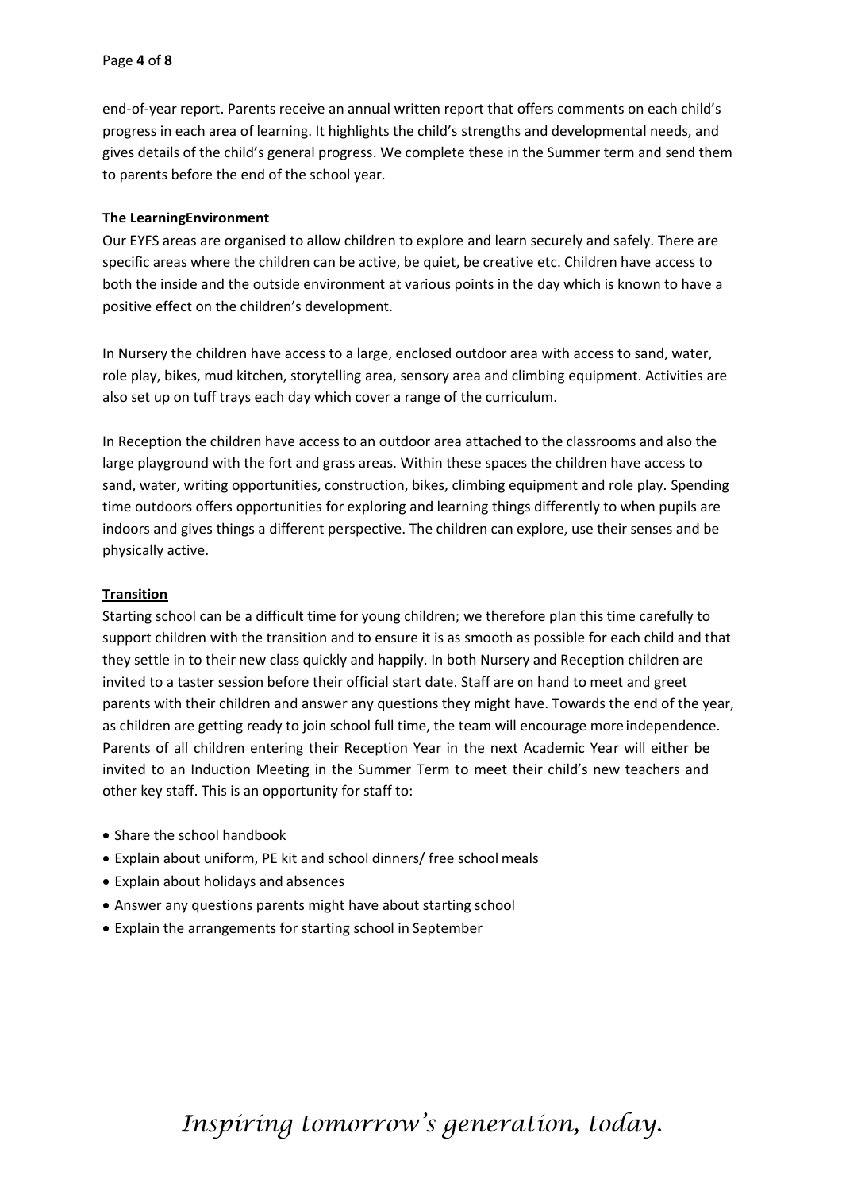end-of-year report. Parents receive an annual written report that offers comments on each child's progress in each area of learning. It highlights the child's strengths and developmental needs, and gives details of the child's general progress. We complete these in the Summer term and send them to parents before the end of the school year.

**The LearningEnvironment**

Our EYFS areas are organised to allow children to explore and learn securely and safely. There are specific areas where the children can be active, be quiet, be creative etc. Children have access to both the inside and the outside environment at various points in the day which is known to have a positive effect on the children's development.

In Nursery the children have access to a large, enclosed outdoor area with access to sand, water, role play, bikes, mud kitchen, storytelling area, sensory area and climbing equipment. Activities are also set up on tuff trays each day which cover a range of the curriculum.

In Reception the children have access to an outdoor area attached to the classrooms and also the large playground with the fort and grass areas. Within these spaces the children have access to sand, water, writing opportunities, construction, bikes, climbing equipment and role play. Spending time outdoors offers opportunities for exploring and learning things differently to when pupils are indoors and gives things a different perspective. The children can explore, use their senses and be physically active.

**Transition**

Starting school can be a difficult time for young children; we therefore plan this time carefully to support children with the transition and to ensure it is as smooth as possible for each child and that they settle in to their new class quickly and happily. In both Nursery and Reception children are invited to a taster session before their official start date. Staff are on hand to meet and greet parents with their children and answer any questions they might have. Towards the end of the year, as children are getting ready to join school full time, the team will encourage more independence. Parents of all children entering their Reception Year in the next Academic Year will either be invited to an Induction Meeting in the Summer Term to meet their child's new teachers and other key staff. This is an opportunity for staff to:

- Share the school handbook
- Explain about uniform, PE kit and school dinners/ free school meals
- Explain about holidays and absences
- Answer any questions parents might have about starting school
- Explain the arrangements for starting school in September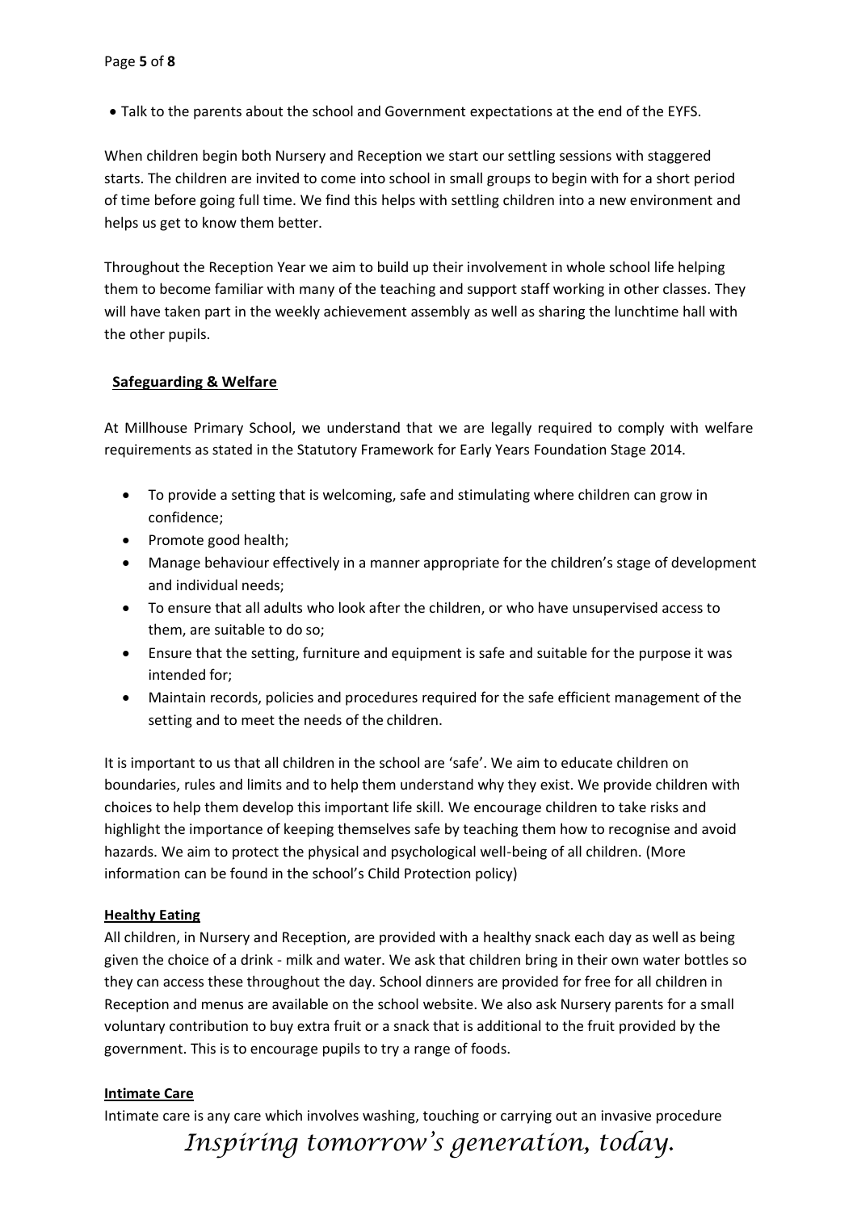- Talk to the parents about the school and Government expectations at the end of the EYFS.

When children begin both Nursery and Reception we start our settling sessions with staggered starts. The children are invited to come into school in small groups to begin with for a short period of time before going full time. We find this helps with settling children into a new environment and helps us get to know them better.

Throughout the Reception Year we aim to build up their involvement in whole school life helping them to become familiar with many of the teaching and support staff working in other classes. They will have taken part in the weekly achievement assembly as well as sharing the lunchtime hall with the other pupils.

## Safeguarding & Welfare

At Millhouse Primary School, we understand that we are legally required to comply with welfare requirements as stated in the Statutory Framework for Early Years Foundation Stage 2014.

- To provide a setting that is welcoming, safe and stimulating where children can grow in confidence;
- Promote good health;
- Manage behaviour effectively in a manner appropriate for the children's stage of development and individual needs;
- To ensure that all adults who look after the children, or who have unsupervised access to them, are suitable to do so;
- Ensure that the setting, furniture and equipment is safe and suitable for the purpose it was intended for;
- Maintain records, policies and procedures required for the safe efficient management of the setting and to meet the needs of the children.

It is important to us that all children in the school are 'safe'. We aim to educate children on boundaries, rules and limits and to help them understand why they exist. We provide children with choices to help them develop this important life skill. We encourage children to take risks and highlight the importance of keeping themselves safe by teaching them how to recognise and avoid hazards. We aim to protect the physical and psychological well-being of all children. (More information can be found in the school's Child Protection policy)

### Healthy Eating

All children, in Nursery and Reception, are provided with a healthy snack each day as well as being given the choice of a drink - milk and water. We ask that children bring in their own water bottles so they can access these throughout the day. School dinners are provided for free for all children in Reception and menus are available on the school website. We also ask Nursery parents for a small voluntary contribution to buy extra fruit or a snack that is additional to the fruit provided by the government. This is to encourage pupils to try a range of foods.

### Intimate Care

Intimate care is any care which involves washing, touching or carrying out an invasive procedure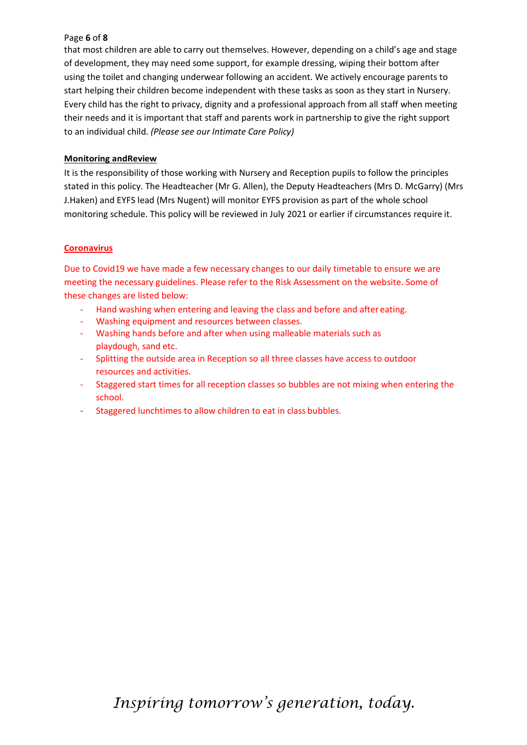that most children are able to carry out themselves. However, depending on a child's age and stage of development, they may need some support, for example dressing, wiping their bottom after using the toilet and changing underwear following an accident. We actively encourage parents to start helping their children become independent with these tasks as soon as they start in Nursery. Every child has the right to privacy, dignity and a professional approach from all staff when meeting their needs and it is important that staff and parents work in partnership to give the right support to an individual child. *(Please see our Intimate Care Policy)*

**Monitoring andReview**

It is the responsibility of those working with Nursery and Reception pupils to follow the principles stated in this policy. The Headteacher (Mr G. Allen), the Deputy Headteachers (Mrs D. McGarry) (Mrs J.Haken) and EYFS lead (Mrs Nugent) will monitor EYFS provision as part of the whole school monitoring schedule. This policy will be reviewed in July 2021 or earlier if circumstances require it.

**Coronavirus**

Due to Covid19 we have made a few necessary changes to our daily timetable to ensure we are meeting the necessary guidelines. Please refer to the Risk Assessment on the website. Some of these changes are listed below:

- Hand washing when entering and leaving the class and before and after eating.
- Washing equipment and resources between classes.
- Washing hands before and after when using malleable materials such as playdough, sand etc.
- Splitting the outside area in Reception so all three classes have access to outdoor resources and activities.
- Staggered start times for all reception classes so bubbles are not mixing when entering the school.
- Staggered lunchtimes to allow children to eat in class bubbles.

*Inspiring tomorrow's generation, today.*